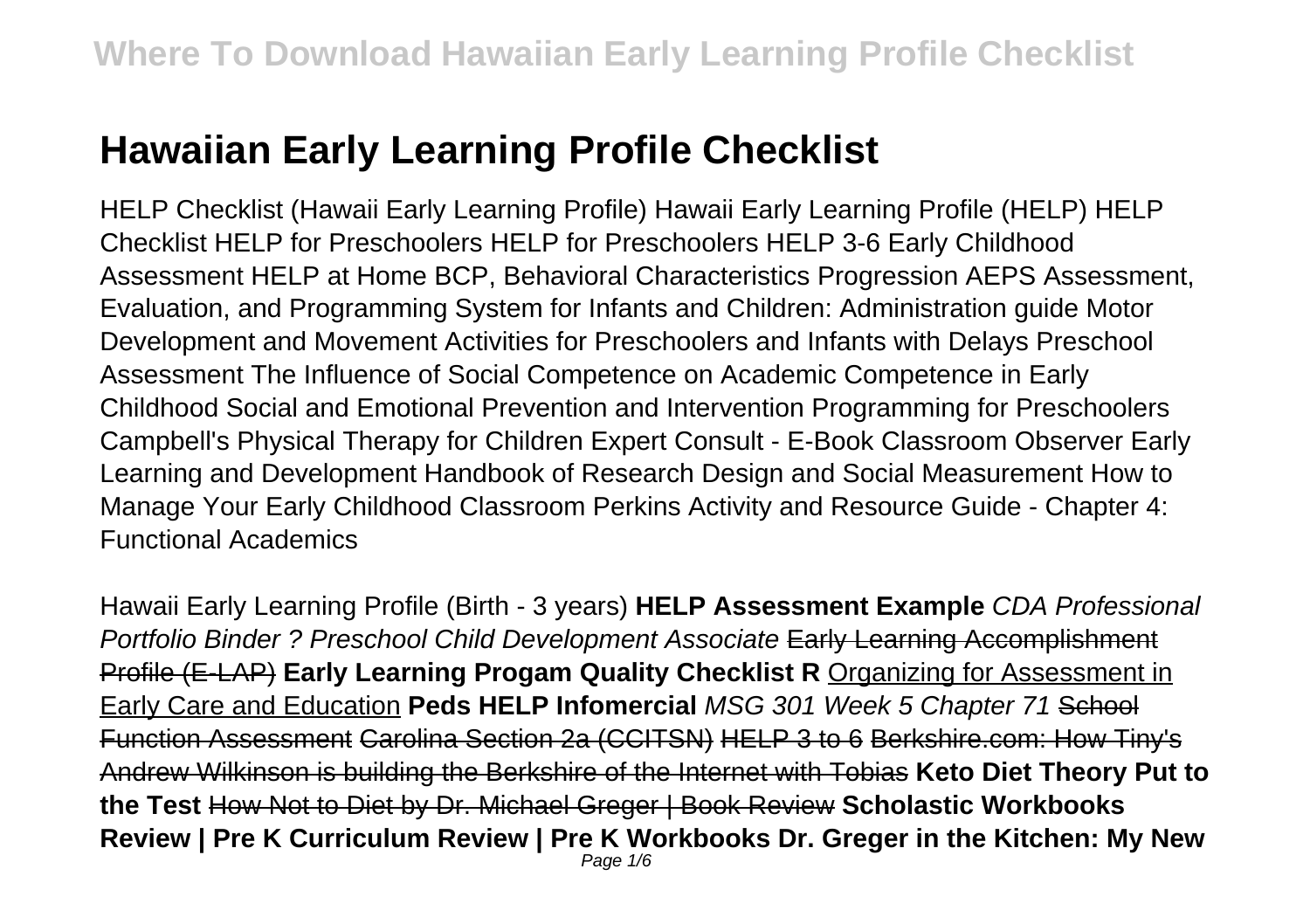# Hawaiian Early Learning Profile Checklist

HELP Checklist (Hawaii Early Learning Profile) Hawaii Early Learning Profile (HELP) HELP Checklist HELP for Preschoolers HELP for Preschoolers HELP 3-6 Early Childhood Assessment HELP at Home BCP, Behavioral Characteristics Progression AEPS Assessment, Evaluation, and Programming System for Infants and Children: Administration guide Motor Development and Movement Activities for Preschoolers and Infants with Delays Preschool Assessment The Influence of Social Competence on Academic Competence in Early Childhood Social and Emotional Prevention and Intervention Programming for Preschoolers Campbell's Physical Therapy for Children Expert Consult - E-Book Classroom Observer Early Learning and Development Handbook of Research Design and Social Measurement How to Manage Your Early Childhood Classroom Perkins Activity and Resource Guide - Chapter 4: Functional Academics

Hawaii Early Learning Profile (Birth - 3 years) **HELP Assessment Example** *CDA Professional Portfolio Binder ? Preschool Child Development Associate* ~~Early Learning Accomplishment Profile (E-LAP)~~ **Early Learning Progam Quality Checklist R** Organizing for Assessment in Early Care and Education **Peds HELP Infomercial** *MSG 301 Week 5 Chapter 71* ~~School Function Assessment~~ ~~Carolina Section 2a (CCITSN)~~ ~~HELP 3 to 6~~ ~~Berkshire.com: How Tiny's Andrew Wilkinson is building the Berkshire of the Internet with Tobias~~ **Keto Diet Theory Put to the Test** ~~How Not to Diet by Dr. Michael Greger | Book Review~~ **Scholastic Workbooks Review | Pre K Curriculum Review | Pre K Workbooks Dr. Greger in the Kitchen: My New**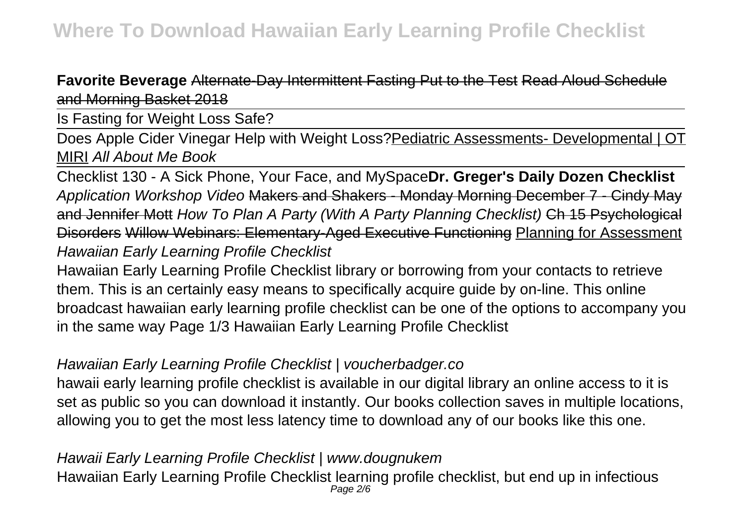**Favorite Beverage** Alternate-Day Intermittent Fasting Put to the Test Read Aloud Schedule and Morning Basket 2018

Is Fasting for Weight Loss Safe?

Does Apple Cider Vinegar Help with Weight Loss?Pediatric Assessments- Developmental | OT MIRI *All About Me Book*

Checklist 130 - A Sick Phone, Your Face, and MySpace**Dr. Greger's Daily Dozen Checklist** *Application Workshop Video* Makers and Shakers - Monday Morning December 7 - Cindy May and Jennifer Mott *How To Plan A Party (With A Party Planning Checklist)* Ch 15 Psychological Disorders Willow Webinars: Elementary-Aged Executive Functioning Planning for Assessment

*Hawaiian Early Learning Profile Checklist*

Hawaiian Early Learning Profile Checklist library or borrowing from your contacts to retrieve them. This is an certainly easy means to specifically acquire guide by on-line. This online broadcast hawaiian early learning profile checklist can be one of the options to accompany you in the same way Page 1/3 Hawaiian Early Learning Profile Checklist

*Hawaiian Early Learning Profile Checklist | voucherbadger.co*

hawaii early learning profile checklist is available in our digital library an online access to it is set as public so you can download it instantly. Our books collection saves in multiple locations, allowing you to get the most less latency time to download any of our books like this one.

*Hawaii Early Learning Profile Checklist | www.dougnukem*

Hawaiian Early Learning Profile Checklist learning profile checklist, but end up in infectious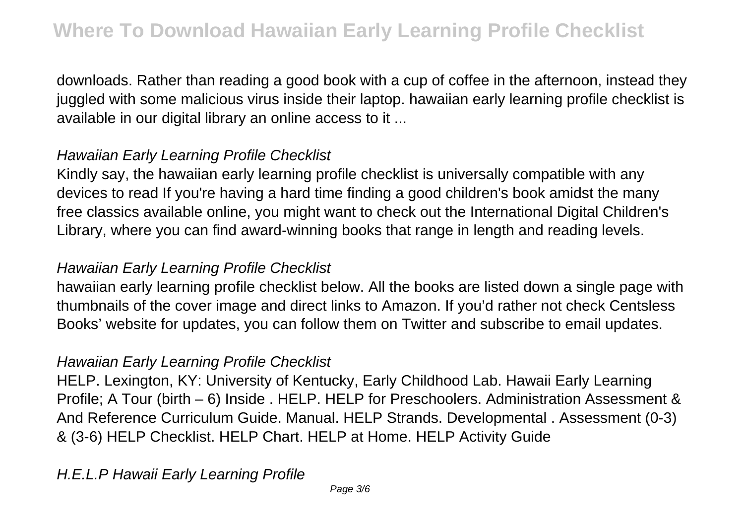downloads. Rather than reading a good book with a cup of coffee in the afternoon, instead they juggled with some malicious virus inside their laptop. hawaiian early learning profile checklist is available in our digital library an online access to it ...

### *Hawaiian Early Learning Profile Checklist*

Kindly say, the hawaiian early learning profile checklist is universally compatible with any devices to read If you're having a hard time finding a good children's book amidst the many free classics available online, you might want to check out the International Digital Children's Library, where you can find award-winning books that range in length and reading levels.

### *Hawaiian Early Learning Profile Checklist*

hawaiian early learning profile checklist below. All the books are listed down a single page with thumbnails of the cover image and direct links to Amazon. If you'd rather not check Centsless Books' website for updates, you can follow them on Twitter and subscribe to email updates.

### *Hawaiian Early Learning Profile Checklist*

HELP. Lexington, KY: University of Kentucky, Early Childhood Lab. Hawaii Early Learning Profile; A Tour (birth – 6) Inside . HELP. HELP for Preschoolers. Administration Assessment & And Reference Curriculum Guide. Manual. HELP Strands. Developmental . Assessment (0-3) & (3-6) HELP Checklist. HELP Chart. HELP at Home. HELP Activity Guide

### *H.E.L.P Hawaii Early Learning Profile*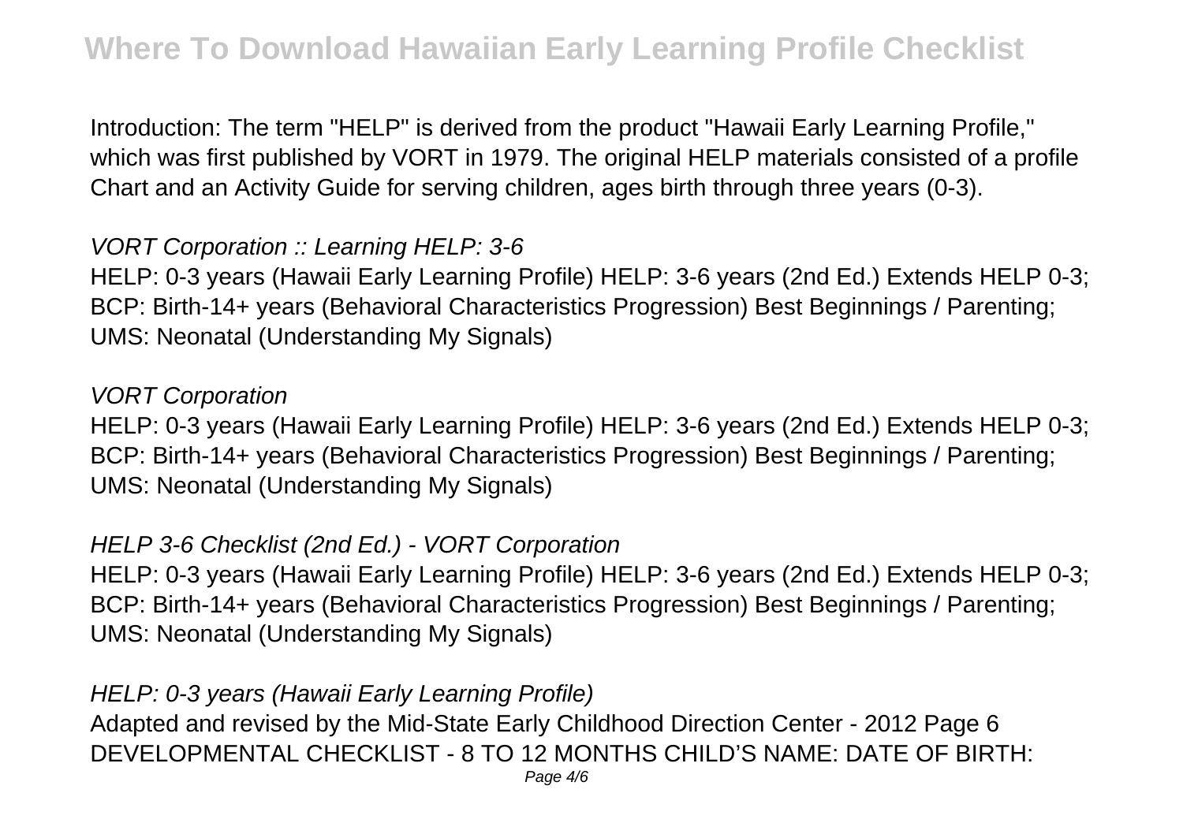Introduction: The term "HELP" is derived from the product "Hawaii Early Learning Profile," which was first published by VORT in 1979. The original HELP materials consisted of a profile Chart and an Activity Guide for serving children, ages birth through three years (0-3).

*VORT Corporation :: Learning HELP: 3-6*

HELP: 0-3 years (Hawaii Early Learning Profile) HELP: 3-6 years (2nd Ed.) Extends HELP 0-3; BCP: Birth-14+ years (Behavioral Characteristics Progression) Best Beginnings / Parenting; UMS: Neonatal (Understanding My Signals)

*VORT Corporation*

HELP: 0-3 years (Hawaii Early Learning Profile) HELP: 3-6 years (2nd Ed.) Extends HELP 0-3; BCP: Birth-14+ years (Behavioral Characteristics Progression) Best Beginnings / Parenting; UMS: Neonatal (Understanding My Signals)

*HELP 3-6 Checklist (2nd Ed.) - VORT Corporation*

HELP: 0-3 years (Hawaii Early Learning Profile) HELP: 3-6 years (2nd Ed.) Extends HELP 0-3; BCP: Birth-14+ years (Behavioral Characteristics Progression) Best Beginnings / Parenting; UMS: Neonatal (Understanding My Signals)

*HELP: 0-3 years (Hawaii Early Learning Profile)*

Adapted and revised by the Mid-State Early Childhood Direction Center - 2012 Page 6 DEVELOPMENTAL CHECKLIST - 8 TO 12 MONTHS CHILD'S NAME: DATE OF BIRTH: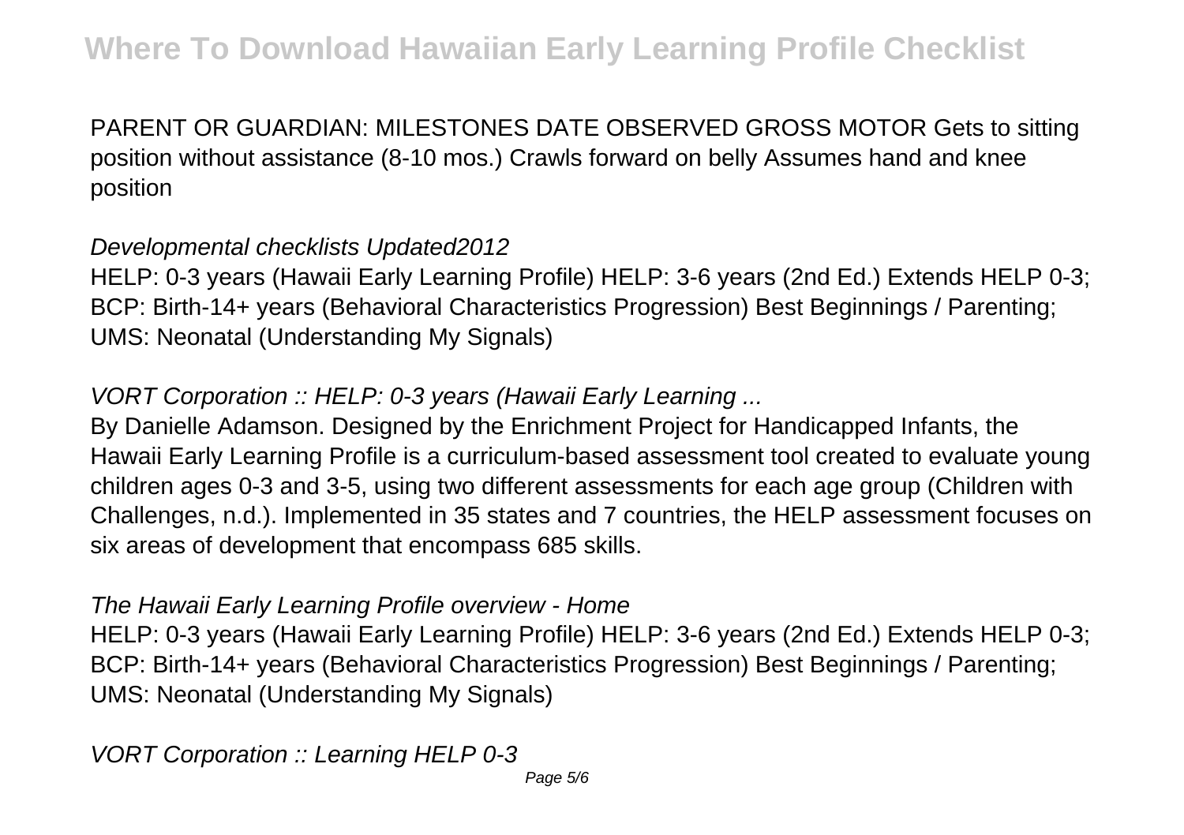PARENT OR GUARDIAN: MILESTONES DATE OBSERVED GROSS MOTOR Gets to sitting position without assistance (8-10 mos.) Crawls forward on belly Assumes hand and knee position

*Developmental checklists Updated2012*

HELP: 0-3 years (Hawaii Early Learning Profile) HELP: 3-6 years (2nd Ed.) Extends HELP 0-3; BCP: Birth-14+ years (Behavioral Characteristics Progression) Best Beginnings / Parenting; UMS: Neonatal (Understanding My Signals)

*VORT Corporation :: HELP: 0-3 years (Hawaii Early Learning ...*

By Danielle Adamson. Designed by the Enrichment Project for Handicapped Infants, the Hawaii Early Learning Profile is a curriculum-based assessment tool created to evaluate young children ages 0-3 and 3-5, using two different assessments for each age group (Children with Challenges, n.d.). Implemented in 35 states and 7 countries, the HELP assessment focuses on six areas of development that encompass 685 skills.

*The Hawaii Early Learning Profile overview - Home*

HELP: 0-3 years (Hawaii Early Learning Profile) HELP: 3-6 years (2nd Ed.) Extends HELP 0-3; BCP: Birth-14+ years (Behavioral Characteristics Progression) Best Beginnings / Parenting; UMS: Neonatal (Understanding My Signals)

*VORT Corporation :: Learning HELP 0-3*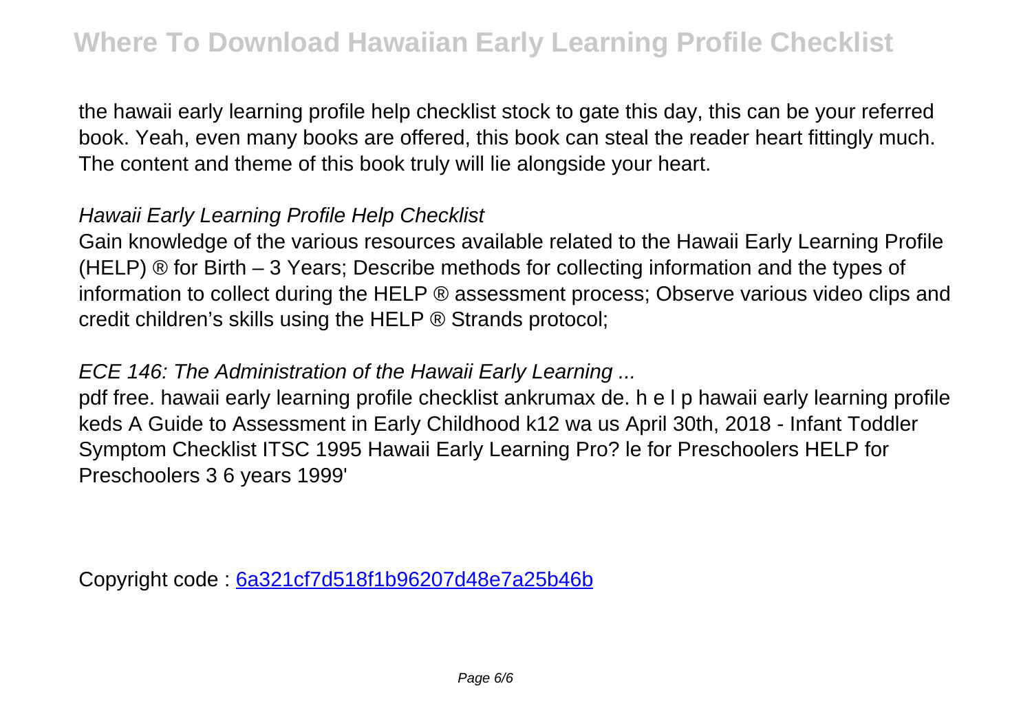the hawaii early learning profile help checklist stock to gate this day, this can be your referred book. Yeah, even many books are offered, this book can steal the reader heart fittingly much. The content and theme of this book truly will lie alongside your heart.

*Hawaii Early Learning Profile Help Checklist*

Gain knowledge of the various resources available related to the Hawaii Early Learning Profile (HELP) ® for Birth – 3 Years; Describe methods for collecting information and the types of information to collect during the HELP ® assessment process; Observe various video clips and credit children's skills using the HELP ® Strands protocol;

*ECE 146: The Administration of the Hawaii Early Learning ...*

pdf free. hawaii early learning profile checklist ankrumax de. h e l p hawaii early learning profile keds A Guide to Assessment in Early Childhood k12 wa us April 30th, 2018 - Infant Toddler Symptom Checklist ITSC 1995 Hawaii Early Learning Pro? le for Preschoolers HELP for Preschoolers 3 6 years 1999'

Copyright code : [6a321cf7d518f1b96207d48e7a25b46b](6a321cf7d518f1b96207d48e7a25b46b)